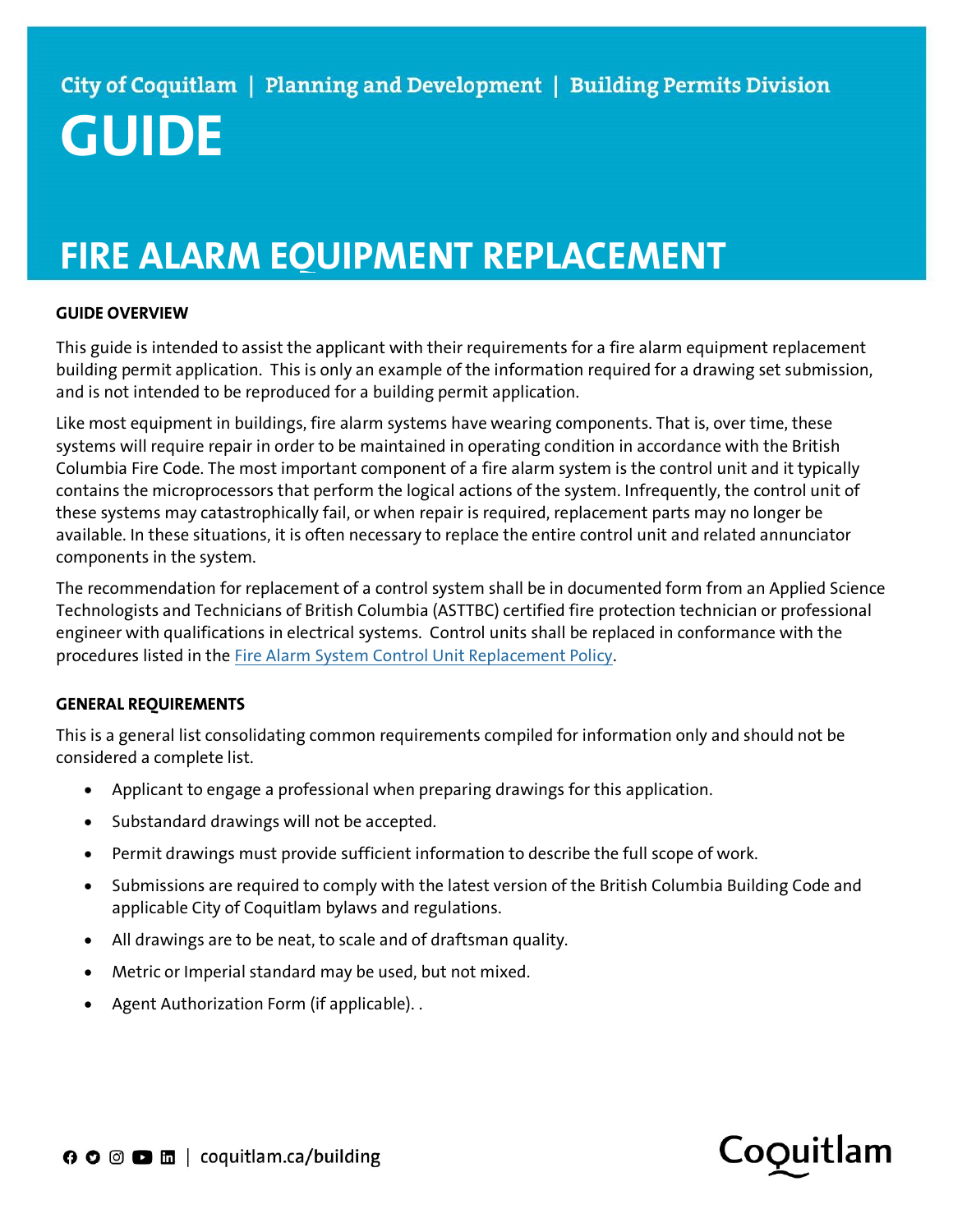City of Coquitlam | Planning and Development | Building Permits Division

# GUIDE

# FIRE ALARM EQUIPMENT REPLACEMENT

**GUIDE OVERVIEW**

This guide is intended to assist the applicant with their requirements for a fire alarm equipment replacement building permit application. This is only an example of the information required for a drawing set submission, and is not intended to be reproduced for a building permit application.

Like most equipment in buildings, fire alarm systems have wearing components. That is, over time, these systems will require repair in order to be maintained in operating condition in accordance with the British Columbia Fire Code. The most important component of a fire alarm system is the control unit and it typically contains the microprocessors that perform the logical actions of the system. Infrequently, the control unit of these systems may catastrophically fail, or when repair is required, replacement parts may no longer be available. In these situations, it is often necessary to replace the entire control unit and related annunciator components in the system.

The recommendation for replacement of a control system shall be in documented form from an Applied Science Technologists and Technicians of British Columbia (ASTTBC) certified fire protection technician or professional engineer with qualifications in electrical systems. Control units shall be replaced in conformance with the procedures listed in the Fire Alarm System Control Unit Replacement Policy.

**GENERAL REQUIREMENTS**

This is a general list consolidating common requirements compiled for information only and should not be considered a complete list.

- Applicant to engage a professional when preparing drawings for this application.
- Substandard drawings will not be accepted.
- Permit drawings must provide sufficient information to describe the full scope of work.
- Submissions are required to comply with the latest version of the British Columbia Building Code and applicable City of Coquitlam bylaws and regulations.
- All drawings are to be neat, to scale and of draftsman quality.
- Metric or Imperial standard may be used, but not mixed.
- Agent Authorization Form (if applicable). .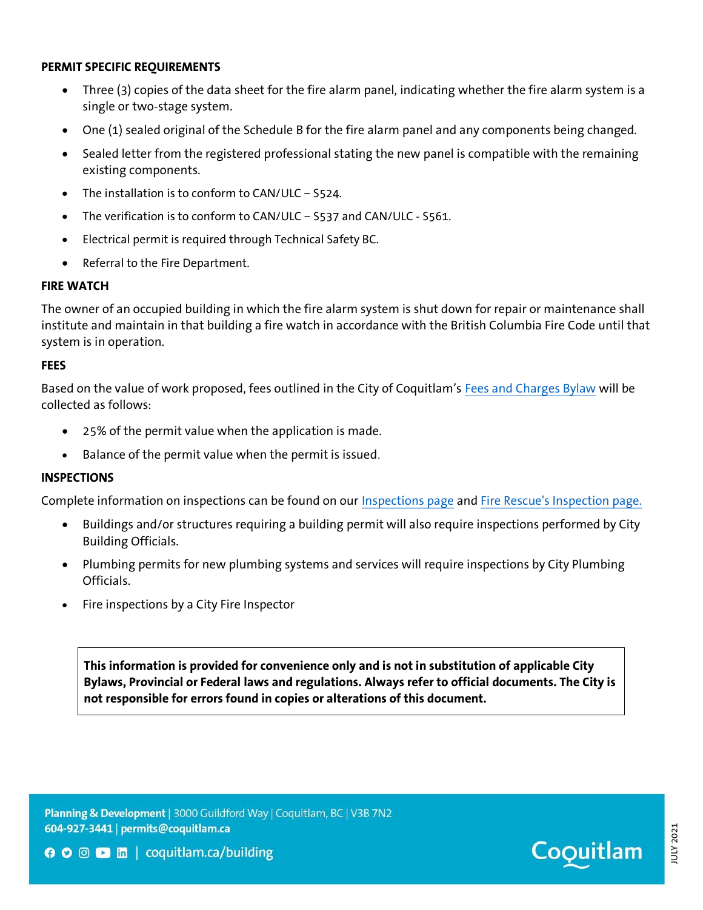**PERMIT SPECIFIC REQUIREMENTS**

- Three (3) copies of the data sheet for the fire alarm panel, indicating whether the fire alarm system is a single or two-stage system.
- One (1) sealed original of the Schedule B for the fire alarm panel and any components being changed.
- Sealed letter from the registered professional stating the new panel is compatible with the remaining existing components.
- The installation is to conform to CAN/ULC – S524.
- The verification is to conform to CAN/ULC – S537 and CAN/ULC - S561.
- Electrical permit is required through Technical Safety BC.
- Referral to the Fire Department.

**FIRE WATCH**

The owner of an occupied building in which the fire alarm system is shut down for repair or maintenance shall institute and maintain in that building a fire watch in accordance with the British Columbia Fire Code until that system is in operation.

**FEES**

Based on the value of work proposed, fees outlined in the City of Coquitlam's Fees and Charges Bylaw will be collected as follows:

- 25% of the permit value when the application is made.
- Balance of the permit value when the permit is issued.

**INSPECTIONS**

Complete information on inspections can be found on our Inspections page and Fire Rescue's Inspection page.

- Buildings and/or structures requiring a building permit will also require inspections performed by City Building Officials.
- Plumbing permits for new plumbing systems and services will require inspections by City Plumbing Officials.
- Fire inspections by a City Fire Inspector

**This information is provided for convenience only and is not in substitution of applicable City Bylaws, Provincial or Federal laws and regulations. Always refer to official documents. The City is not responsible for errors found in copies or alterations of this document.**

**Planning & Development** | 3000 Guildford Way | Coquitlam, BC | V3B 7N2
**604-927-3441** | **permits@coquitlam.ca**
coquitlam.ca/building

Coquitlam

JULY 2021